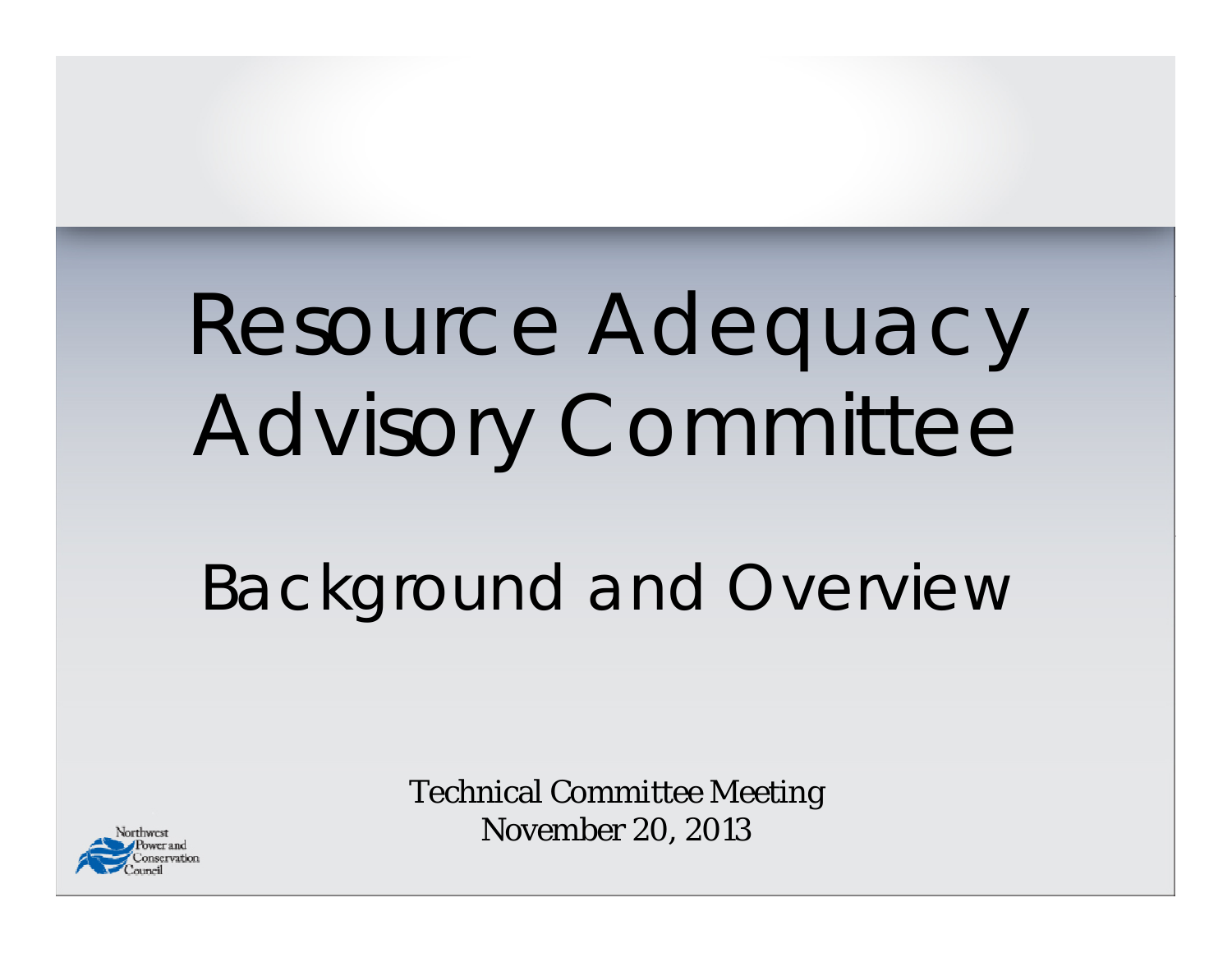# Resource Adequacy Advisory Committee

## Background and Overview

Technical Committee Meeting
November 20, 2013

Northwest Power and Conservation Council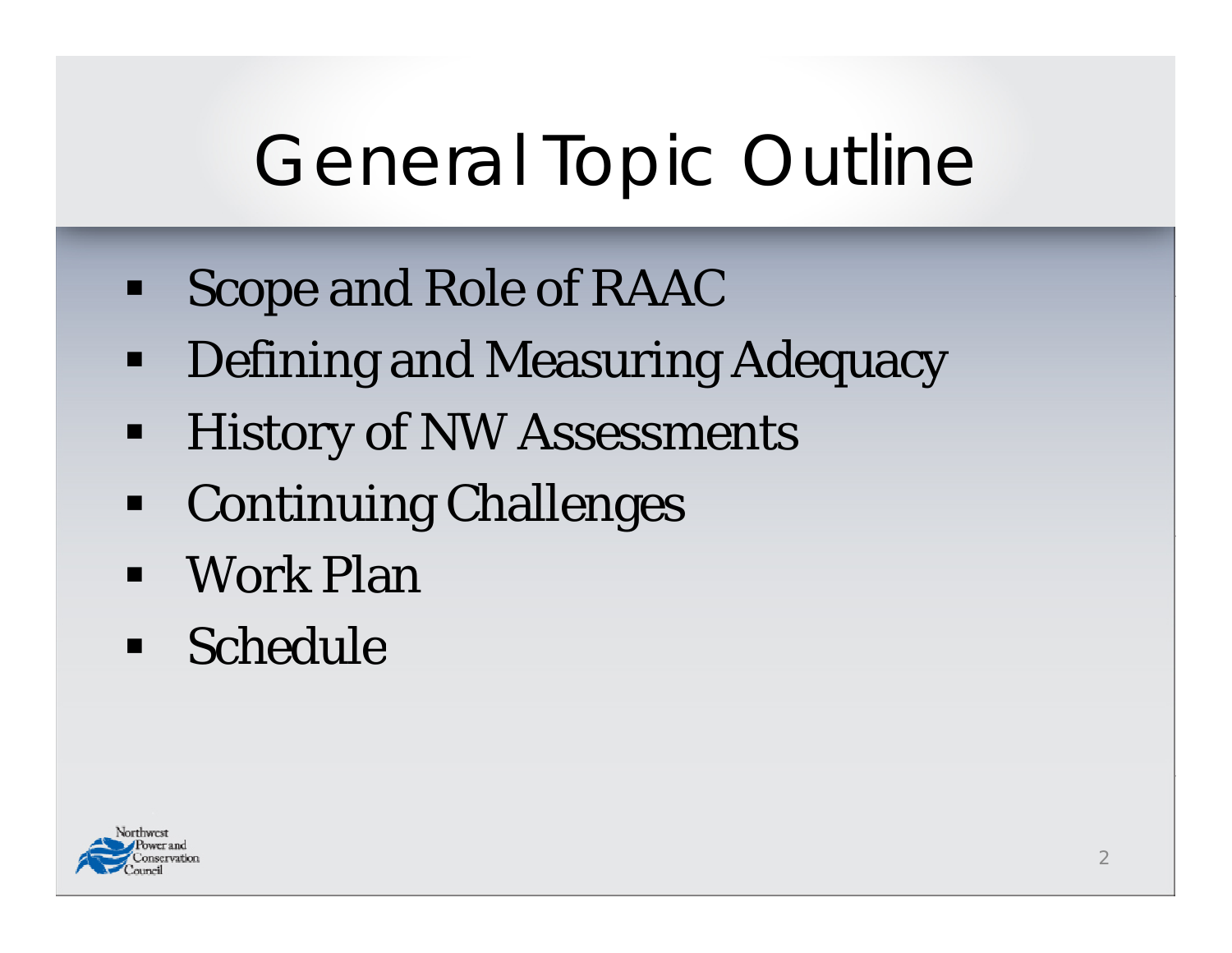# General Topic Outline

- Scope and Role of RAAC
- Defining and Measuring Adequacy
- History of NW Assessments
- Continuing Challenges
- Work Plan
- Schedule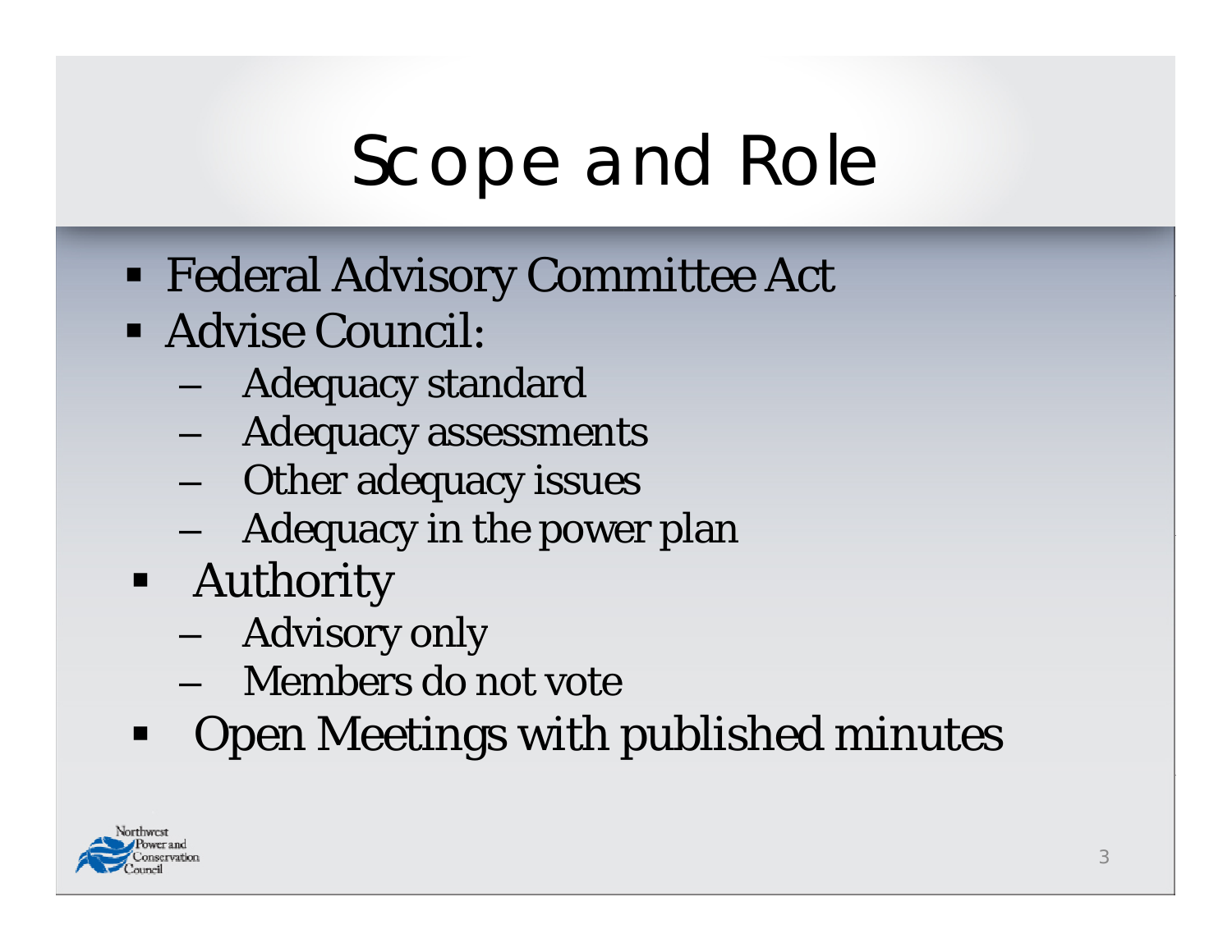# Scope and Role

- Federal Advisory Committee Act
- Advise Council:
  - Adequacy standard
  - Adequacy assessments
  - Other adequacy issues
  - Adequacy in the power plan
- Authority
  - Advisory only
  - Members do not vote
- Open Meetings with published minutes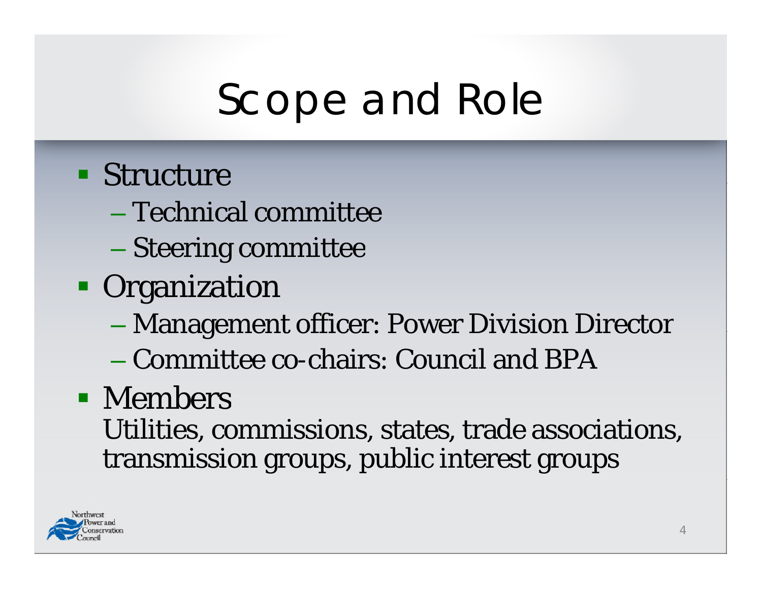# Scope and Role

- Structure
  - Technical committee
  - Steering committee
- Organization
  - Management officer: Power Division Director
  - Committee co-chairs: Council and BPA
- Members

  Utilities, commissions, states, trade associations, transmission groups, public interest groups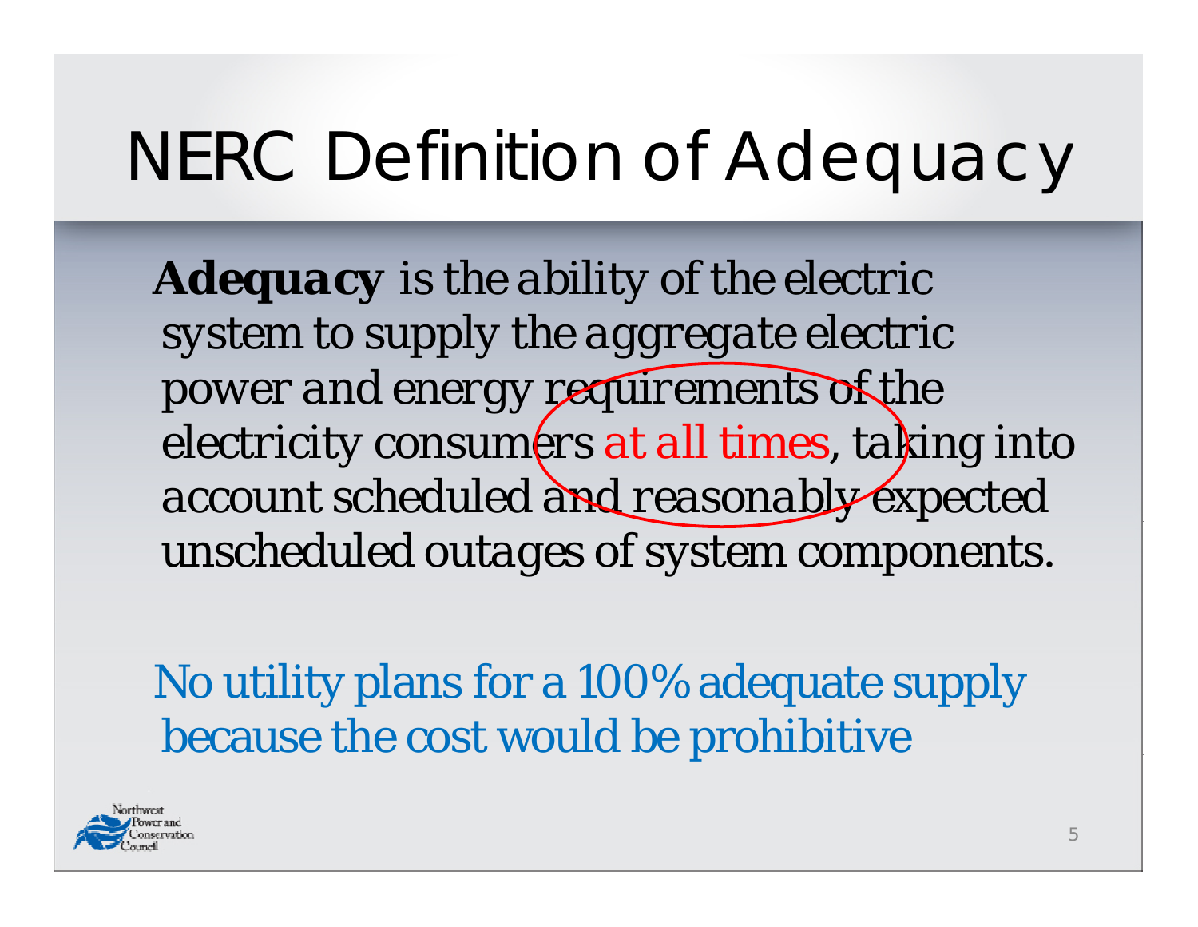# NERC Definition of Adequacy

***Adequacy*** *is the ability of the electric system to supply the aggregate electric power and energy requirements of the electricity consumers at all times, taking into account scheduled and reasonably expected unscheduled outages of system components.*

No utility plans for a 100% adequate supply because the cost would be prohibitive

Northwest Power and Conservation Council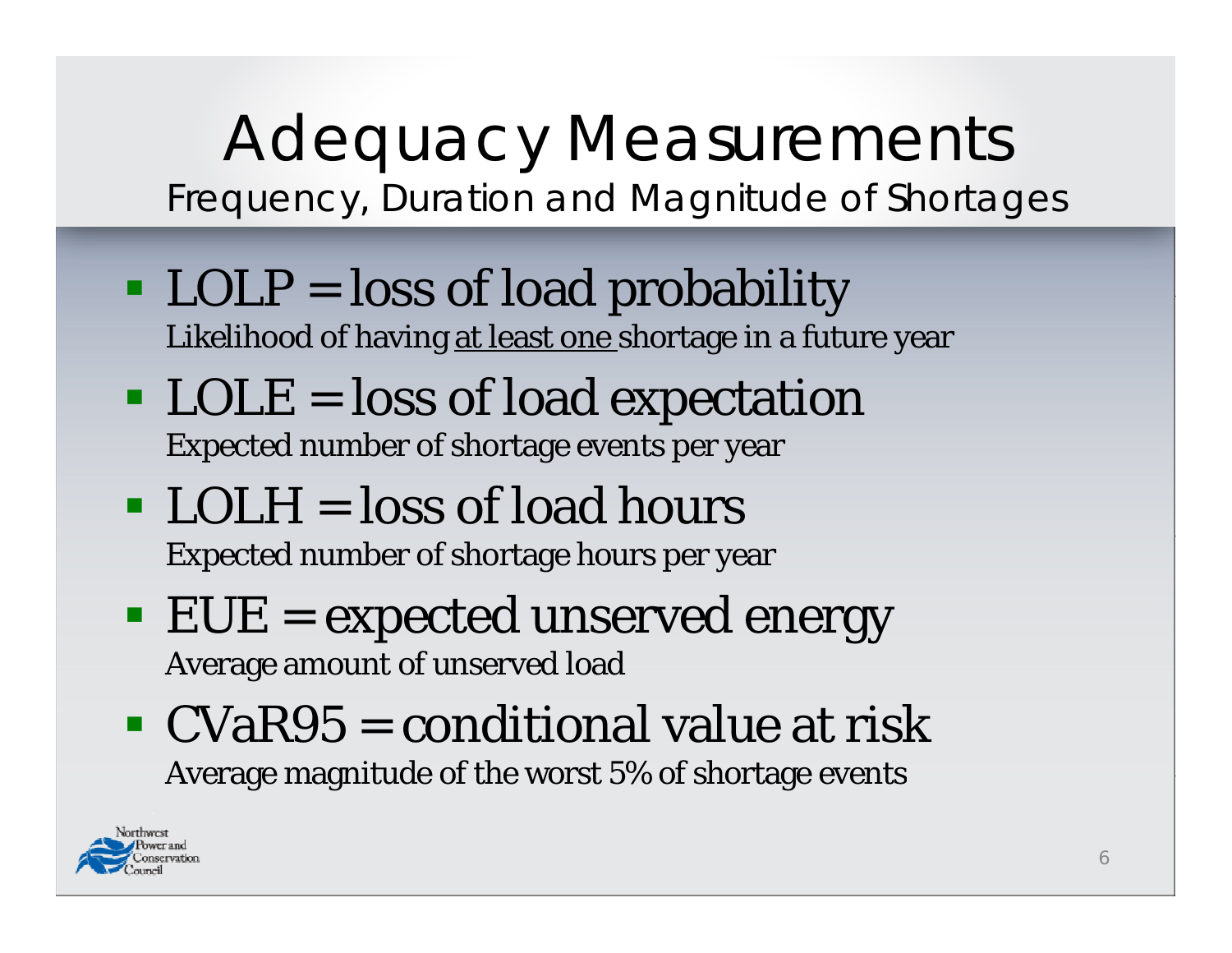# Adequacy Measurements

## Frequency, Duration and Magnitude of Shortages

- LOLP = loss of load probability
  Likelihood of having <u>at least one</u> shortage in a future year
- LOLE = loss of load expectation
  Expected number of shortage events per year
- LOLH = loss of load hours
  Expected number of shortage hours per year
- EUE = expected unserved energy
  Average amount of unserved load
- CVaR95 = conditional value at risk
  Average magnitude of the worst 5% of shortage events

Northwest Power and Conservation Council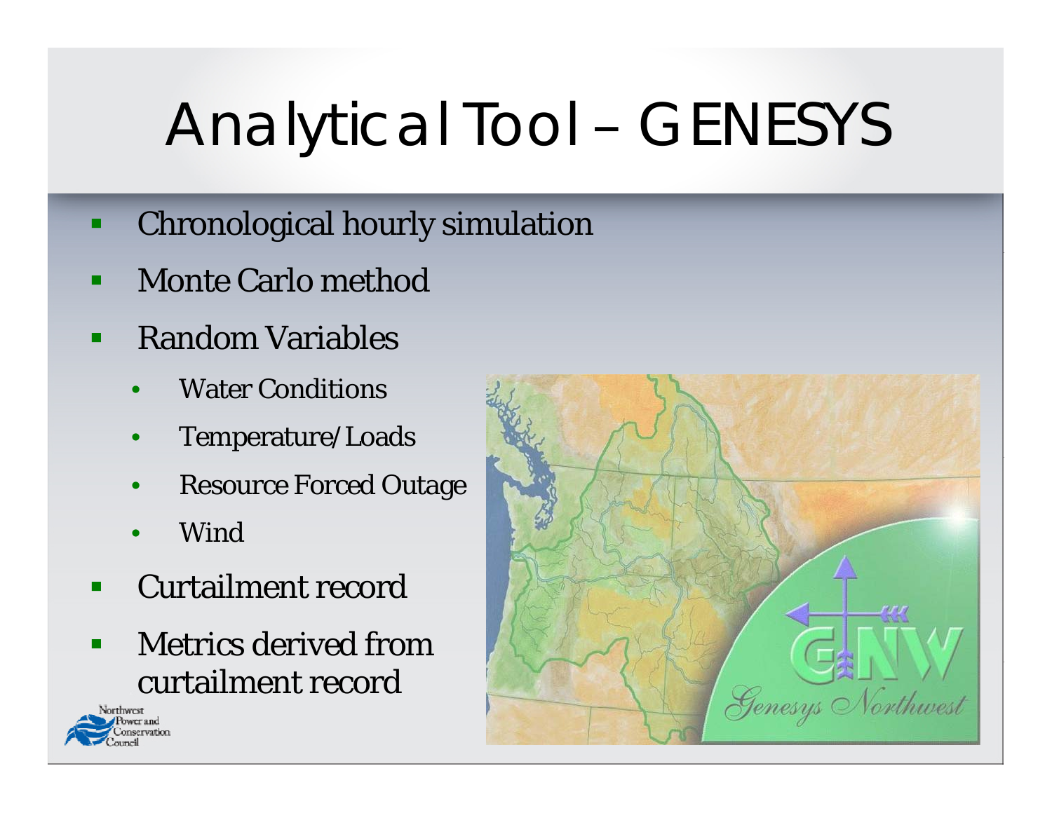# Analytical Tool – GENESYS

- Chronological hourly simulation
- Monte Carlo method
- Random Variables
  - Water Conditions
  - Temperature/Loads
  - Resource Forced Outage
  - Wind
- Curtailment record
- Metrics derived from curtailment record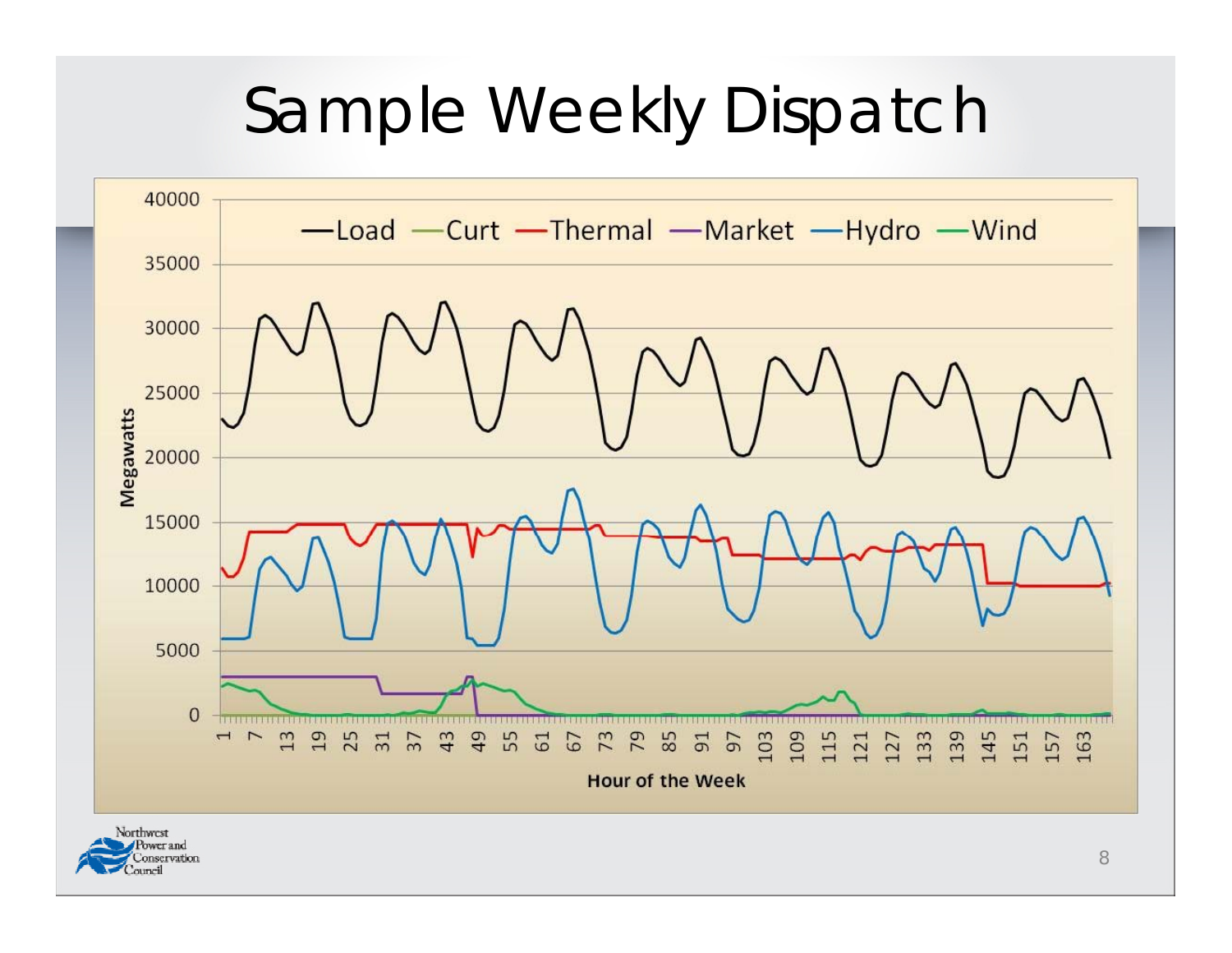# Sample Weekly Dispatch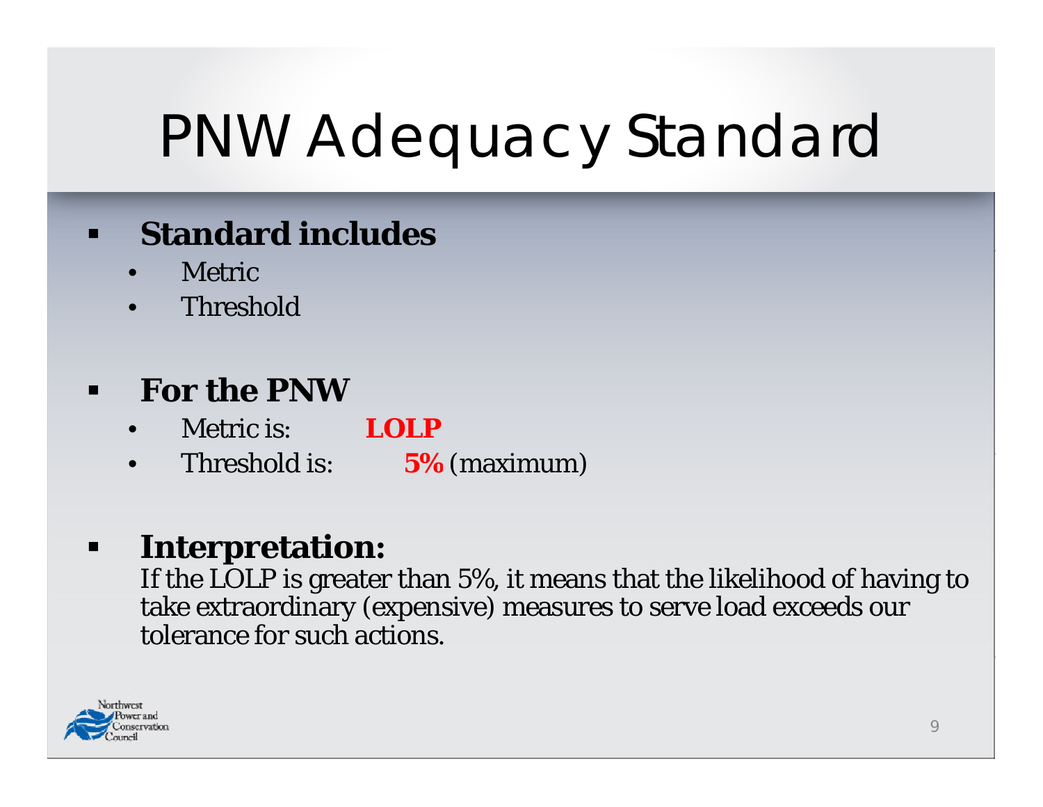# PNW Adequacy Standard

- **Standard includes**
  - Metric
  - Threshold

- **For the PNW**
  - Metric is: **LOLP**
  - Threshold is: **5%** (maximum)

- **Interpretation:**
  If the LOLP is greater than 5%, it means that the likelihood of having to take extraordinary (expensive) measures to serve load exceeds our tolerance for such actions.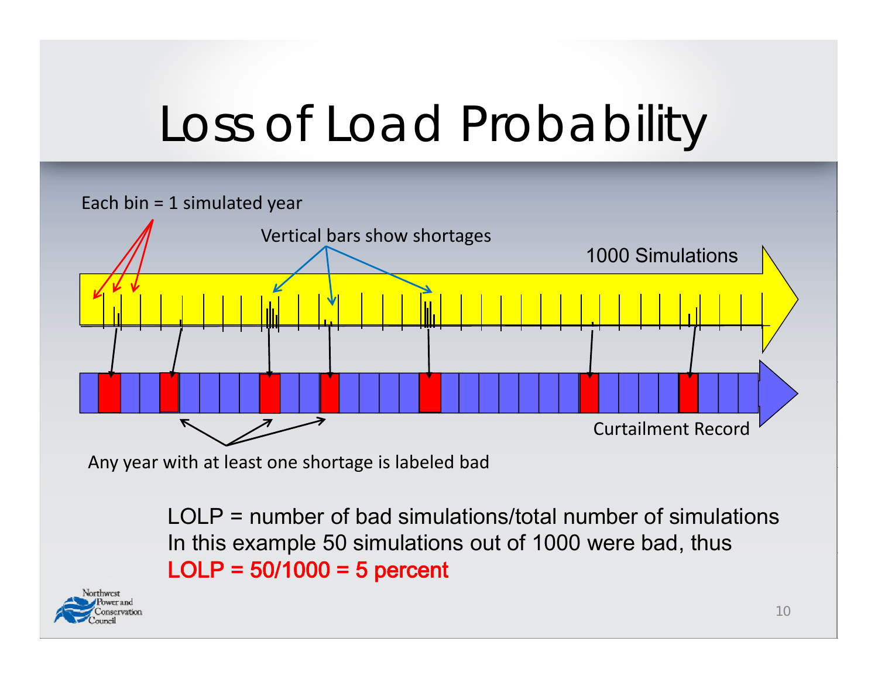# Loss of Load Probability

Each bin = 1 simulated year

Vertical bars show shortages

1000 Simulations

Curtailment Record

Any year with at least one shortage is labeled bad

LOLP = number of bad simulations/total number of simulations
In this example 50 simulations out of 1000 were bad, thus
**LOLP = 50/1000 = 5 percent**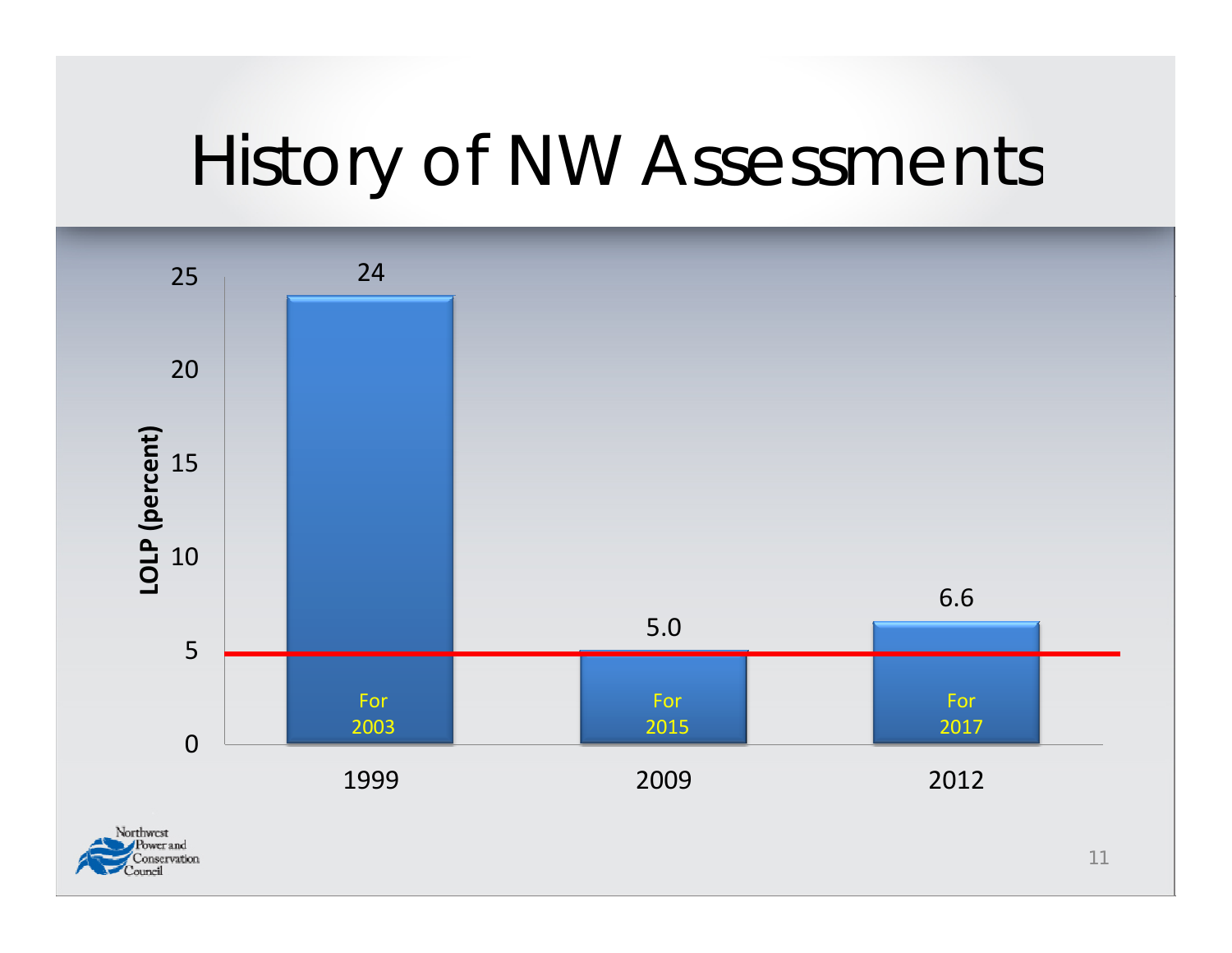# History of NW Assessments

| Assessment year | LOLP (percent) | Target year |
| --- | --- | --- |
| 1999 | 24 | For 2003 |
| 2009 | 5.0 | For 2015 |
| 2012 | 6.6 | For 2017 |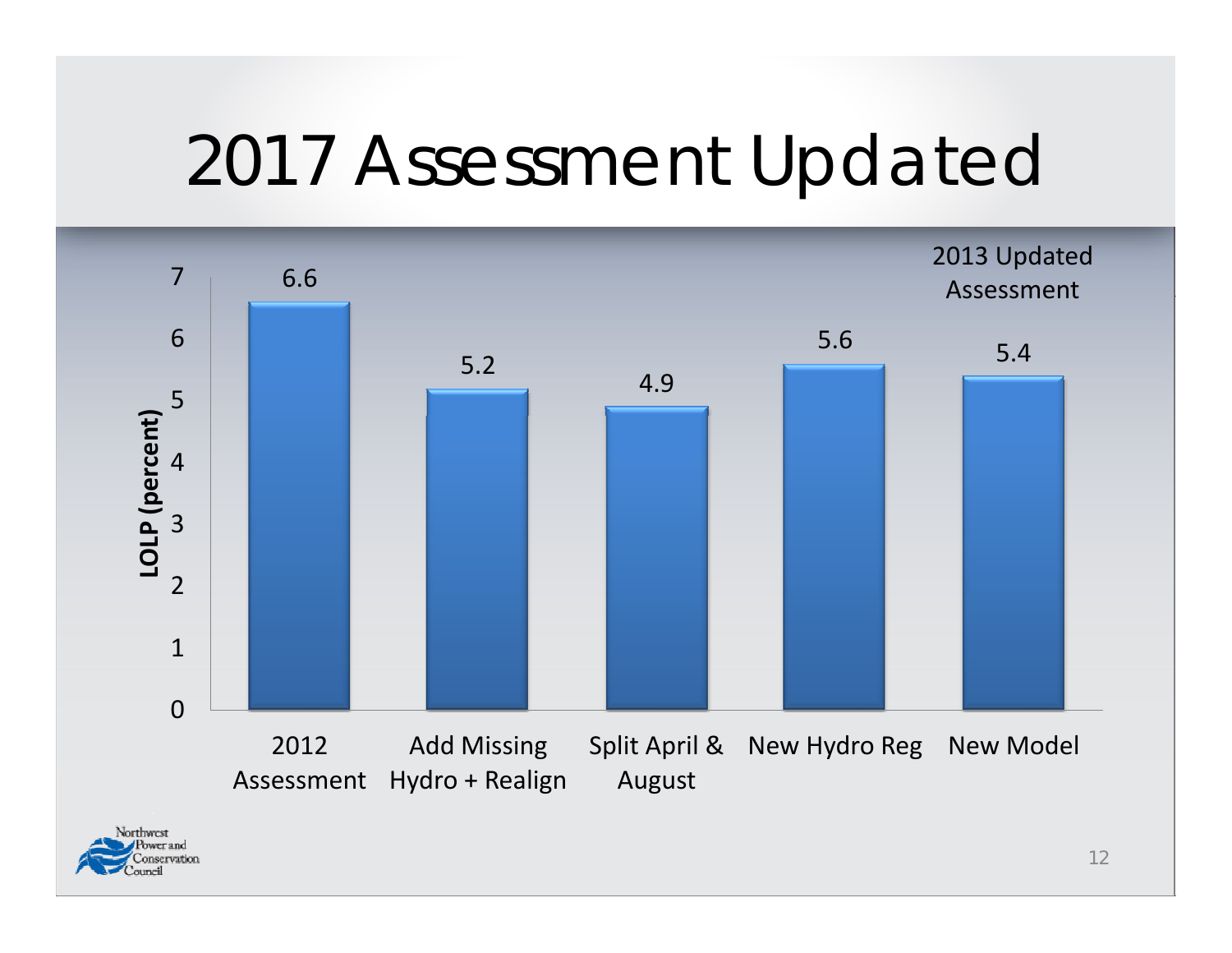# 2017 Assessment Updated

| Scenario | LOLP (percent) |
|---|---|
| 2012 Assessment | 6.6 |
| Add Missing Hydro + Realign | 5.2 |
| Split April & August | 4.9 |
| New Hydro Reg | 5.6 |
| New Model | 5.4 |

2013 Updated Assessment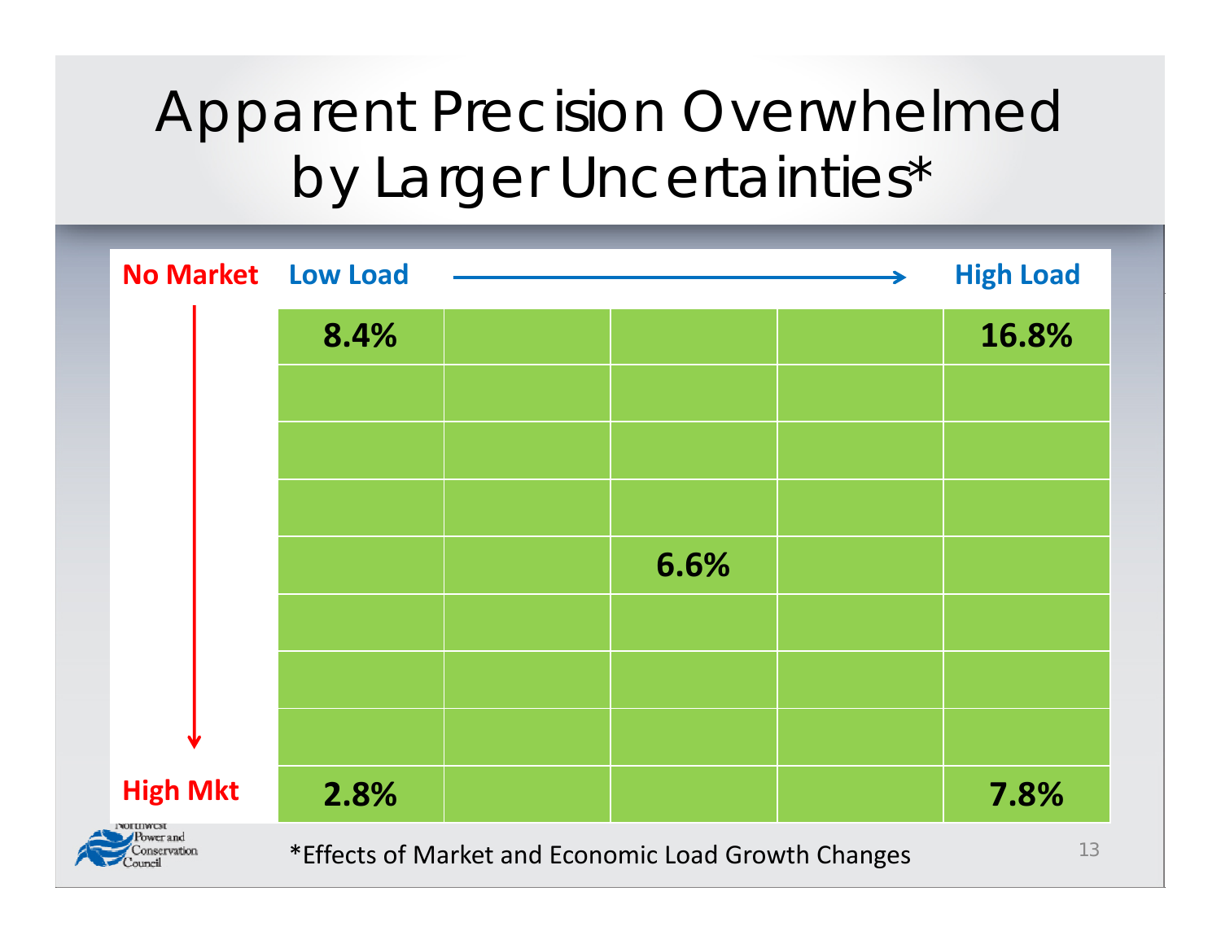# Apparent Precision Overwhelmed by Larger Uncertainties*

| No Market ↓ / Low Load → High Load | Low Load | | | | High Load |
|---|---|---|---|---|---|
| No Market | 8.4% | | | | 16.8% |
| | | | | | |
| | | | | | |
| | | | | | |
| | | | 6.6% | | |
| | | | | | |
| | | | | | |
| | | | | | |
| High Mkt | 2.8% | | | | 7.8% |

*Effects of Market and Economic Load Growth Changes

Northwest Power and Conservation Council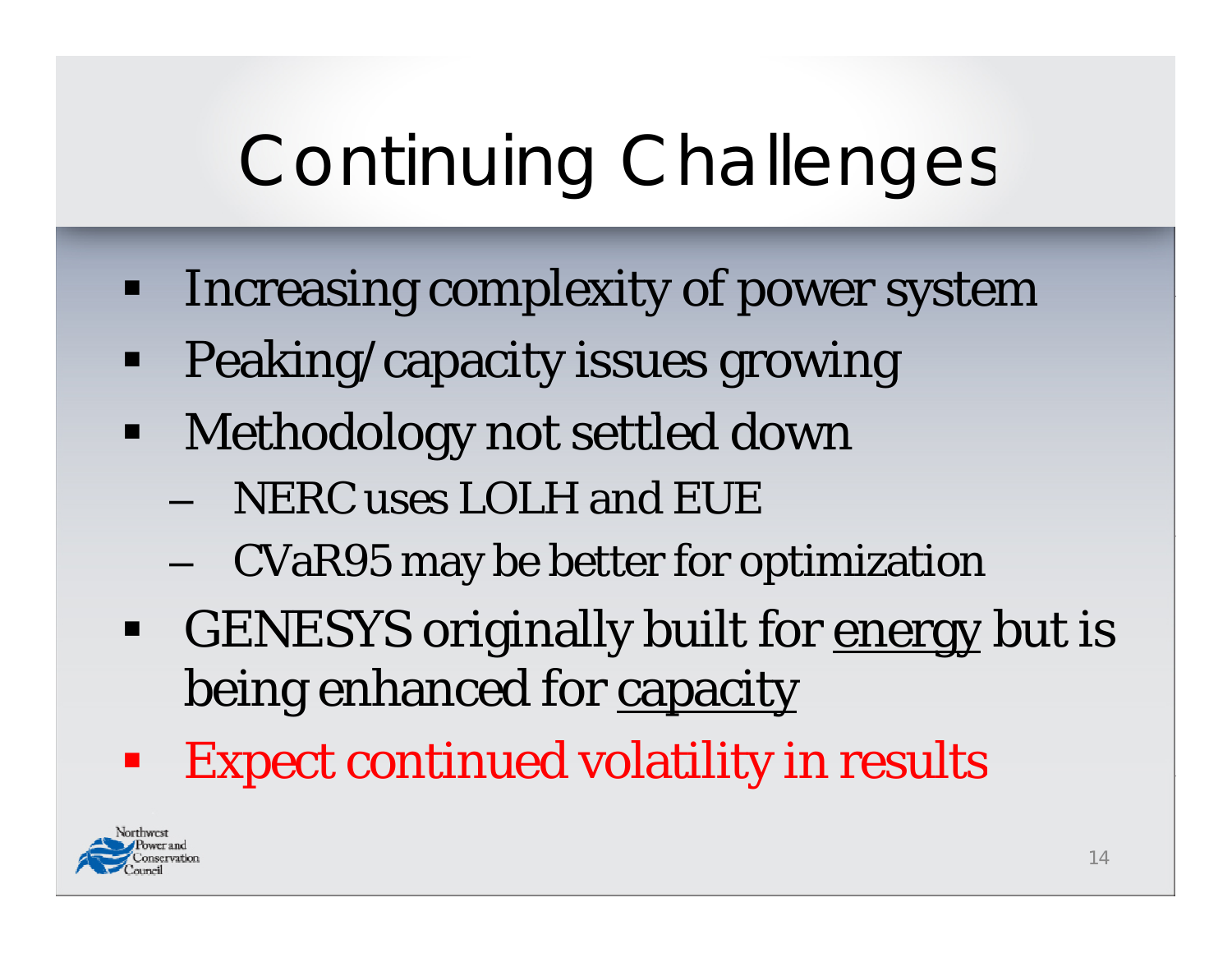# Continuing Challenges

- Increasing complexity of power system
- Peaking/capacity issues growing
- Methodology not settled down
  - NERC uses LOLH and EUE
  - CVaR95 may be better for optimization
- GENESYS originally built for <u>energy</u> but is being enhanced for <u>capacity</u>
- Expect continued volatility in results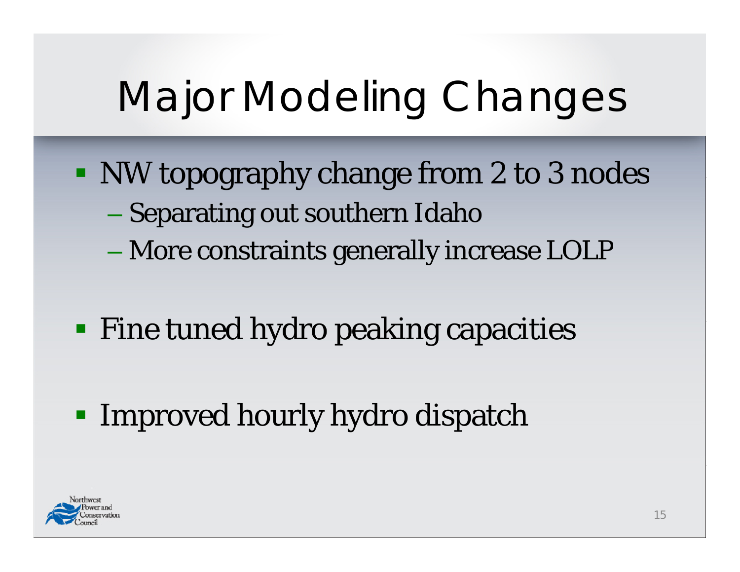# Major Modeling Changes

- NW topography change from 2 to 3 nodes
  - Separating out southern Idaho
  - More constraints generally increase LOLP
- Fine tuned hydro peaking capacities
- Improved hourly hydro dispatch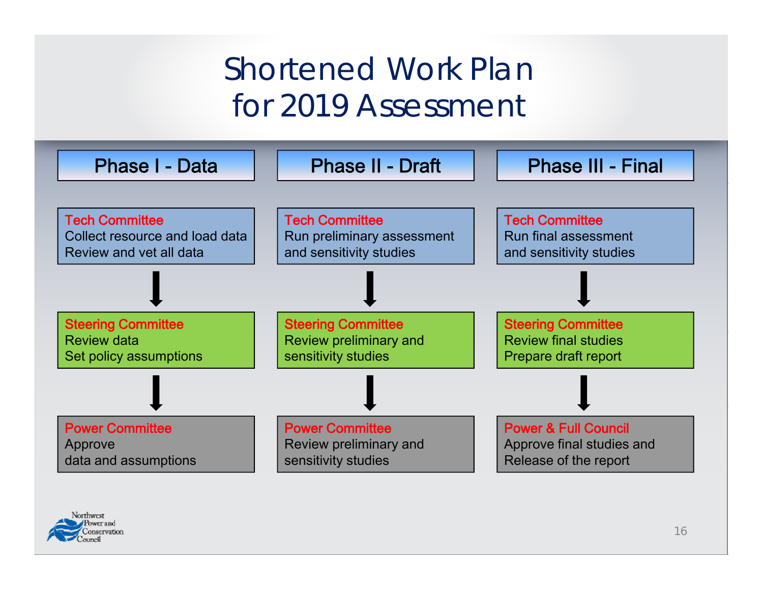# Shortened Work Plan for 2019 Assessment

| Phase I - Data | Phase II - Draft | Phase III - Final |
|---|---|---|
| **Tech Committee**<br>Collect resource and load data<br>Review and vet all data | **Tech Committee**<br>Run preliminary assessment and sensitivity studies | **Tech Committee**<br>Run final assessment and sensitivity studies |
| ↓ | ↓ | ↓ |
| **Steering Committee**<br>Review data<br>Set policy assumptions | **Steering Committee**<br>Review preliminary and sensitivity studies | **Steering Committee**<br>Review final studies<br>Prepare draft report |
| ↓ | ↓ | ↓ |
| **Power Committee**<br>Approve<br>data and assumptions | **Power Committee**<br>Review preliminary and sensitivity studies | **Power & Full Council**<br>Approve final studies and Release of the report |

Northwest Power and Conservation Council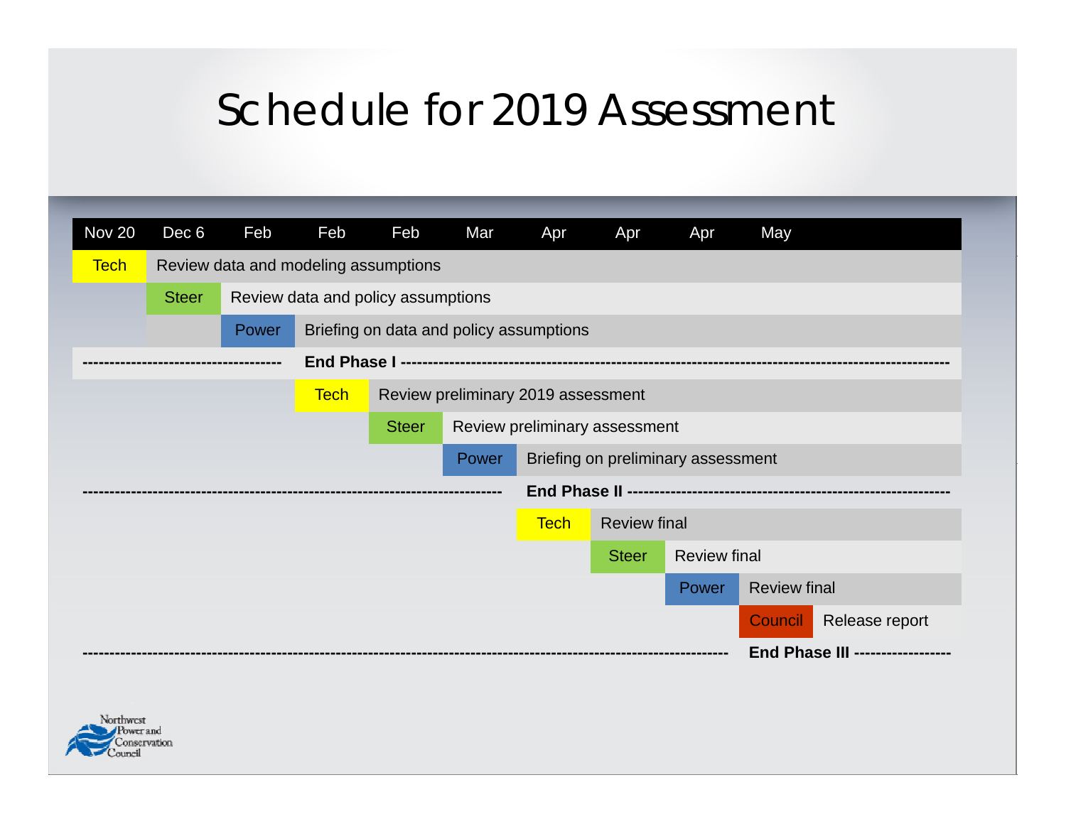# Schedule for 2019 Assessment

| Nov 20 | Dec 6 | Feb | Feb | Feb | Mar | Apr | Apr | Apr | May |
|---|---|---|---|---|---|---|---|---|---|
| Tech | Review data and modeling assumptions | | | | | | | | |
| | Steer | Review data and policy assumptions | | | | | | | |
| | | Power | Briefing on data and policy assumptions | | | | | | |
| ------------------------------------ | | | **End Phase I** ----------------------------------------------------------------------------------------------- | | | | | | |
| | | | Tech | Review preliminary 2019 assessment | | | | | |
| | | | | Steer | Review preliminary assessment | | | | |
| | | | | | Power | Briefing on preliminary assessment | | | |
| ------------------------------------------------------------------------ | | | | | | **End Phase II** ---------------------------------------------------------- | | | |
| | | | | | | Tech | Review final | | |
| | | | | | | | Steer | Review final | |
| | | | | | | | | Power | Review final |
| | | | | | | | | | Council Release report |
| ---------------------------------------------------------------------------------------------------------------- | | | | | | | | | **End Phase III** ----------------- |

Northwest Power and Conservation Council